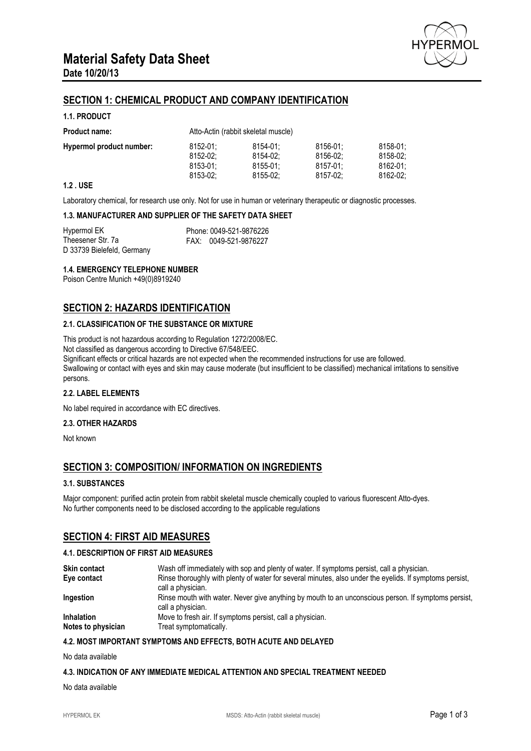# Material Safety Data Sheet

**Date 10/20/13**

## SECTION 1: CHEMICAL PRODUCT AND COMPANY IDENTIFICATION

### 1.1. PRODUCT

| | | | | |
|---|---|---|---|---|
| **Product name:** | Atto-Actin (rabbit skeletal muscle) | | | |
| **Hypermol product number:** | 8152-01; | 8154-01; | 8156-01; | 8158-01; |
| | 8152-02; | 8154-02; | 8156-02; | 8158-02; |
| | 8153-01; | 8155-01; | 8157-01; | 8162-01; |
| | 8153-02; | 8155-02; | 8157-02; | 8162-02; |

### 1.2 . USE

Laboratory chemical, for research use only. Not for use in human or veterinary therapeutic or diagnostic processes.

### 1.3. MANUFACTURER AND SUPPLIER OF THE SAFETY DATA SHEET

Hypermol EK
Theesener Str. 7a
D 33739 Bielefeld, Germany

Phone: 0049-521-9876226
FAX: 0049-521-9876227

### 1.4. EMERGENCY TELEPHONE NUMBER

Poison Centre Munich +49(0)8919240

## SECTION 2: HAZARDS IDENTIFICATION

### 2.1. CLASSIFICATION OF THE SUBSTANCE OR MIXTURE

This product is not hazardous according to Regulation 1272/2008/EC.
Not classified as dangerous according to Directive 67/548/EEC.
Significant effects or critical hazards are not expected when the recommended instructions for use are followed.
Swallowing or contact with eyes and skin may cause moderate (but insufficient to be classified) mechanical irritations to sensitive persons.

### 2.2. LABEL ELEMENTS

No label required in accordance with EC directives.

### 2.3. OTHER HAZARDS

Not known

## SECTION 3: COMPOSITION/ INFORMATION ON INGREDIENTS

### 3.1. SUBSTANCES

Major component: purified actin protein from rabbit skeletal muscle chemically coupled to various fluorescent Atto-dyes.
No further components need to be disclosed according to the applicable regulations

## SECTION 4: FIRST AID MEASURES

### 4.1. DESCRIPTION OF FIRST AID MEASURES

| | |
|---|---|
| **Skin contact** | Wash off immediately with sop and plenty of water. If symptoms persist, call a physician. |
| **Eye contact** | Rinse thoroughly with plenty of water for several minutes, also under the eyelids. If symptoms persist, call a physician. |
| **Ingestion** | Rinse mouth with water. Never give anything by mouth to an unconscious person. If symptoms persist, call a physician. |
| **Inhalation** | Move to fresh air. If symptoms persist, call a physician. |
| **Notes to physician** | Treat symptomatically. |

### 4.2. MOST IMPORTANT SYMPTOMS AND EFFECTS, BOTH ACUTE AND DELAYED

No data available

### 4.3. INDICATION OF ANY IMMEDIATE MEDICAL ATTENTION AND SPECIAL TREATMENT NEEDED

No data available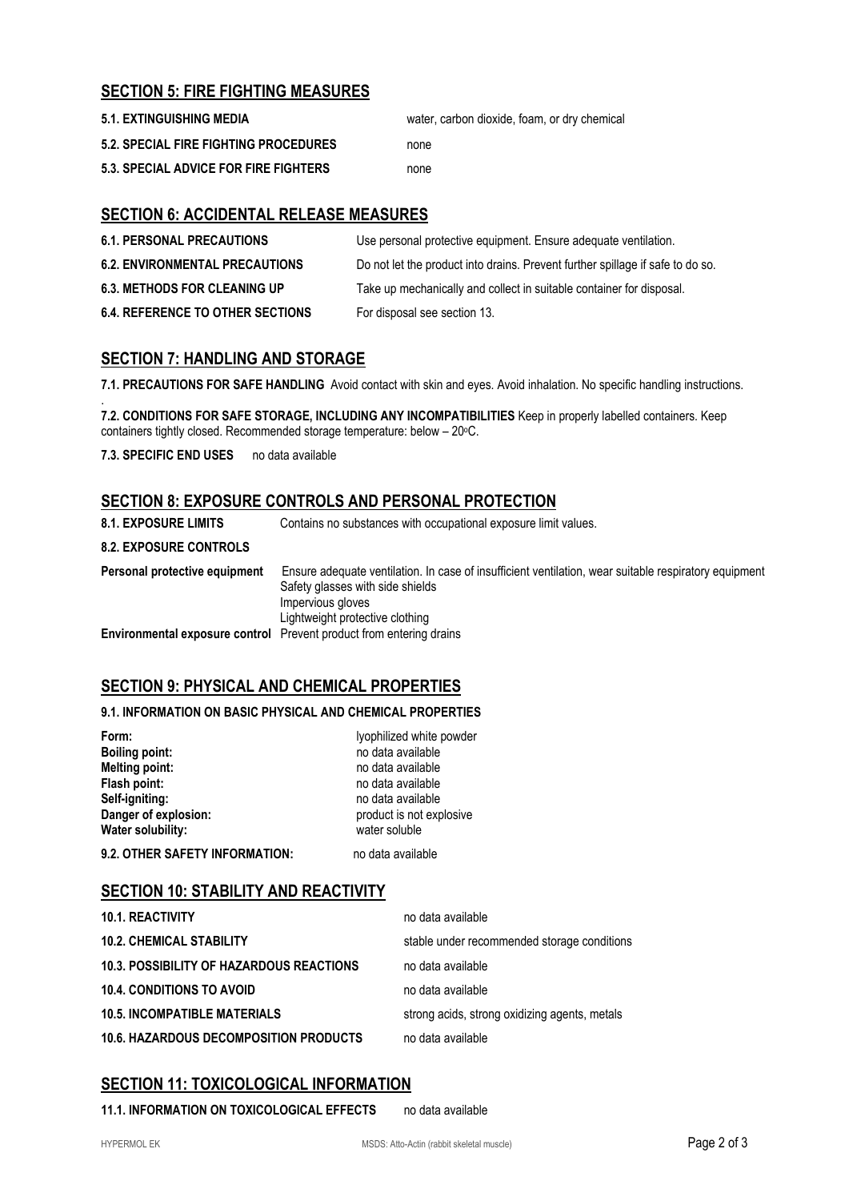## SECTION 5: FIRE FIGHTING MEASURES

**5.1. EXTINGUISHING MEDIA** water, carbon dioxide, foam, or dry chemical

**5.2. SPECIAL FIRE FIGHTING PROCEDURES** none

**5.3. SPECIAL ADVICE FOR FIRE FIGHTERS** none

## SECTION 6: ACCIDENTAL RELEASE MEASURES

**6.1. PERSONAL PRECAUTIONS** Use personal protective equipment. Ensure adequate ventilation.

**6.2. ENVIRONMENTAL PRECAUTIONS** Do not let the product into drains. Prevent further spillage if safe to do so.

**6.3. METHODS FOR CLEANING UP** Take up mechanically and collect in suitable container for disposal.

**6.4. REFERENCE TO OTHER SECTIONS** For disposal see section 13.

## SECTION 7: HANDLING AND STORAGE

**7.1. PRECAUTIONS FOR SAFE HANDLING** Avoid contact with skin and eyes. Avoid inhalation. No specific handling instructions.

**7.2. CONDITIONS FOR SAFE STORAGE, INCLUDING ANY INCOMPATIBILITIES** Keep in properly labelled containers. Keep containers tightly closed. Recommended storage temperature: below – 20°C.

**7.3. SPECIFIC END USES** no data available

## SECTION 8: EXPOSURE CONTROLS AND PERSONAL PROTECTION

**8.1. EXPOSURE LIMITS** Contains no substances with occupational exposure limit values.

**8.2. EXPOSURE CONTROLS**

**Personal protective equipment** Ensure adequate ventilation. In case of insufficient ventilation, wear suitable respiratory equipment
Safety glasses with side shields
Impervious gloves
Lightweight protective clothing

**Environmental exposure control** Prevent product from entering drains

## SECTION 9: PHYSICAL AND CHEMICAL PROPERTIES

**9.1. INFORMATION ON BASIC PHYSICAL AND CHEMICAL PROPERTIES**

| | |
|---|---|
| **Form:** | lyophilized white powder |
| **Boiling point:** | no data available |
| **Melting point:** | no data available |
| **Flash point:** | no data available |
| **Self-igniting:** | no data available |
| **Danger of explosion:** | product is not explosive |
| **Water solubility:** | water soluble |

**9.2. OTHER SAFETY INFORMATION:** no data available

## SECTION 10: STABILITY AND REACTIVITY

**10.1. REACTIVITY** no data available

**10.2. CHEMICAL STABILITY** stable under recommended storage conditions

**10.3. POSSIBILITY OF HAZARDOUS REACTIONS** no data available

**10.4. CONDITIONS TO AVOID** no data available

**10.5. INCOMPATIBLE MATERIALS** strong acids, strong oxidizing agents, metals

**10.6. HAZARDOUS DECOMPOSITION PRODUCTS** no data available

## SECTION 11: TOXICOLOGICAL INFORMATION

**11.1. INFORMATION ON TOXICOLOGICAL EFFECTS** no data available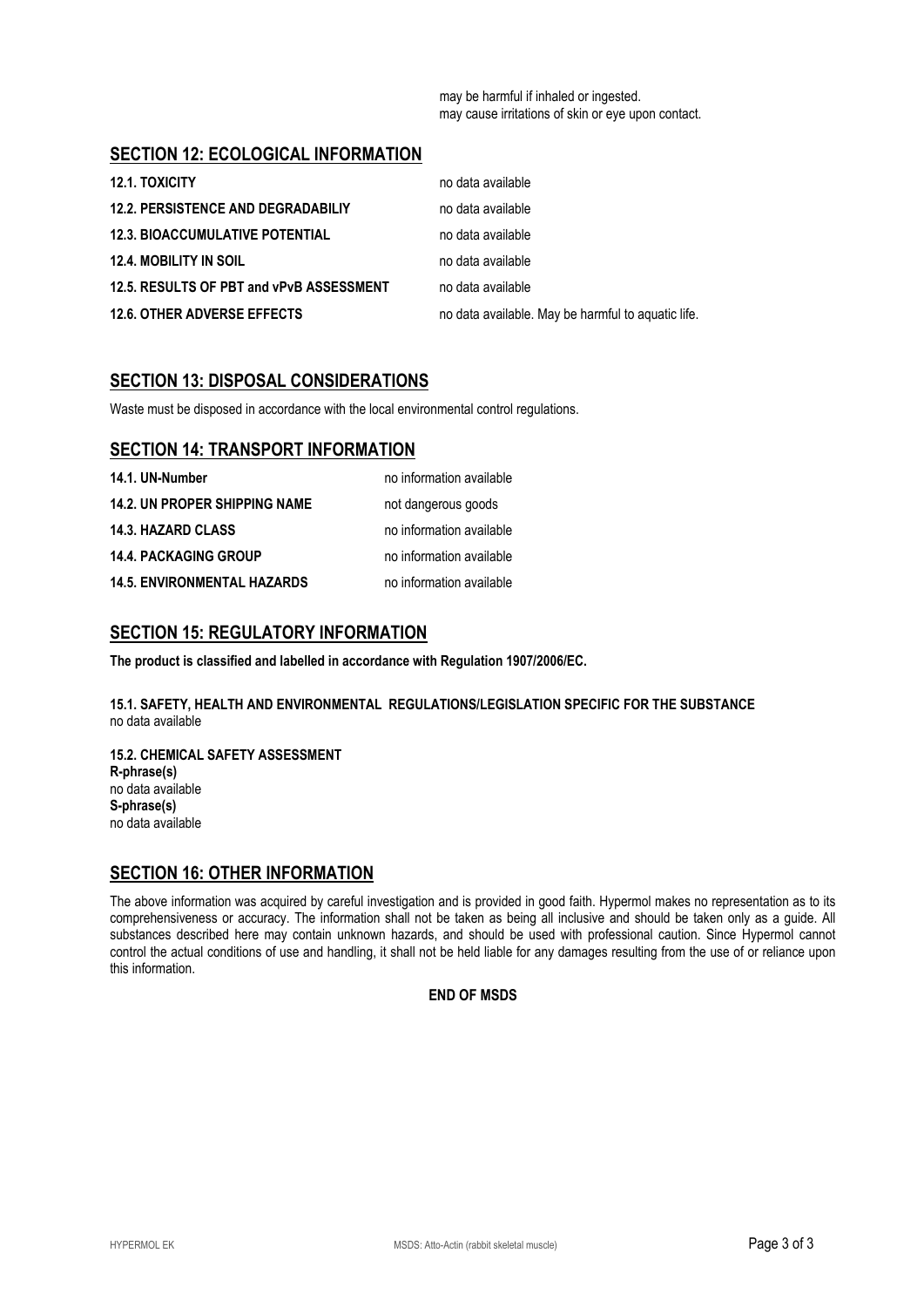may be harmful if inhaled or ingested.
may cause irritations of skin or eye upon contact.

## SECTION 12: ECOLOGICAL INFORMATION

| | |
|---|---|
| **12.1. TOXICITY** | no data available |
| **12.2. PERSISTENCE AND DEGRADABILIY** | no data available |
| **12.3. BIOACCUMULATIVE POTENTIAL** | no data available |
| **12.4. MOBILITY IN SOIL** | no data available |
| **12.5. RESULTS OF PBT and vPvB ASSESSMENT** | no data available |
| **12.6. OTHER ADVERSE EFFECTS** | no data available. May be harmful to aquatic life. |

## SECTION 13: DISPOSAL CONSIDERATIONS

Waste must be disposed in accordance with the local environmental control regulations.

## SECTION 14: TRANSPORT INFORMATION

| | |
|---|---|
| **14.1. UN-Number** | no information available |
| **14.2. UN PROPER SHIPPING NAME** | not dangerous goods |
| **14.3. HAZARD CLASS** | no information available |
| **14.4. PACKAGING GROUP** | no information available |
| **14.5. ENVIRONMENTAL HAZARDS** | no information available |

## SECTION 15: REGULATORY INFORMATION

**The product is classified and labelled in accordance with Regulation 1907/2006/EC.**

**15.1. SAFETY, HEALTH AND ENVIRONMENTAL REGULATIONS/LEGISLATION SPECIFIC FOR THE SUBSTANCE**
no data available

**15.2. CHEMICAL SAFETY ASSESSMENT**
**R-phrase(s)**
no data available
**S-phrase(s)**
no data available

## SECTION 16: OTHER INFORMATION

The above information was acquired by careful investigation and is provided in good faith. Hypermol makes no representation as to its comprehensiveness or accuracy. The information shall not be taken as being all inclusive and should be taken only as a guide. All substances described here may contain unknown hazards, and should be used with professional caution. Since Hypermol cannot control the actual conditions of use and handling, it shall not be held liable for any damages resulting from the use of or reliance upon this information.

**END OF MSDS**